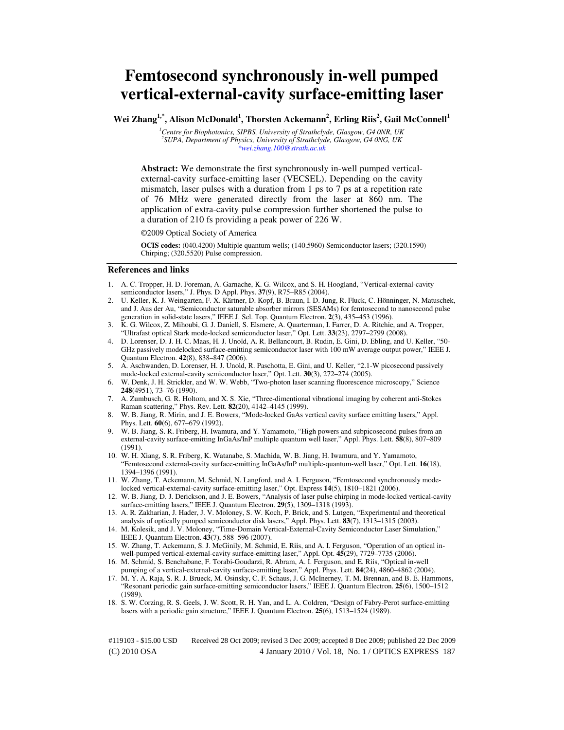# Femtosecond synchronously in-well pumped vertical-external-cavity surface-emitting laser

**Wei Zhang[1,*], Alison McDonald[1], Thorsten Ackemann[2], Erling Riis[2], Gail McConnell[1]**

[1]*Centre for Biophotonics, SIPBS, University of Strathclyde, Glasgow, G4 0NR, UK*
[2]*SUPA, Department of Physics, University of Strathclyde, Glasgow, G4 0NG, UK*
*\*wei.zhang.100@strath.ac.uk*

**Abstract:** We demonstrate the first synchronously in-well pumped vertical-external-cavity surface-emitting laser (VECSEL). Depending on the cavity mismatch, laser pulses with a duration from 1 ps to 7 ps at a repetition rate of 76 MHz were generated directly from the laser at 860 nm. The application of extra-cavity pulse compression further shortened the pulse to a duration of 210 fs providing a peak power of 226 W.

©2009 Optical Society of America

**OCIS codes:** (040.4200) Multiple quantum wells; (140.5960) Semiconductor lasers; (320.1590) Chirping; (320.5520) Pulse compression.

## References and links

1. A. C. Tropper, H. D. Foreman, A. Garnache, K. G. Wilcox, and S. H. Hoogland, "Vertical-external-cavity semiconductor lasers," J. Phys. D Appl. Phys. **37**(9), R75–R85 (2004).
2. U. Keller, K. J. Weingarten, F. X. Kärtner, D. Kopf, B. Braun, I. D. Jung, R. Fluck, C. Hönninger, N. Matuschek, and J. Aus der Au, "Semiconductor saturable absorber mirrors (SESAMs) for femtosecond to nanosecond pulse generation in solid-state lasers," IEEE J. Sel. Top. Quantum Electron. **2**(3), 435–453 (1996).
3. K. G. Wilcox, Z. Mihoubi, G. J. Daniell, S. Elsmere, A. Quarterman, I. Farrer, D. A. Ritchie, and A. Tropper, "Ultrafast optical Stark mode-locked semiconductor laser," Opt. Lett. **33**(23), 2797–2799 (2008).
4. D. Lorenser, D. J. H. C. Maas, H. J. Unold, A. R. Bellancourt, B. Rudin, E. Gini, D. Ebling, and U. Keller, "50-GHz passively modelocked surface-emitting semiconductor laser with 100 mW average output power," IEEE J. Quantum Electron. **42**(8), 838–847 (2006).
5. A. Aschwanden, D. Lorenser, H. J. Unold, R. Paschotta, E. Gini, and U. Keller, "2.1-W picosecond passively mode-locked external-cavity semiconductor laser," Opt. Lett. **30**(3), 272–274 (2005).
6. W. Denk, J. H. Strickler, and W. W. Webb, "Two-photon laser scanning fluorescence microscopy," Science **248**(4951), 73–76 (1990).
7. A. Zumbusch, G. R. Holtom, and X. S. Xie, "Three-dimentional vibrational imaging by coherent anti-Stokes Raman scattering," Phys. Rev. Lett. **82**(20), 4142–4145 (1999).
8. W. B. Jiang, R. Mirin, and J. E. Bowers, "Mode-locked GaAs vertical cavity surface emitting lasers," Appl. Phys. Lett. **60**(6), 677–679 (1992).
9. W. B. Jiang, S. R. Friberg, H. Iwamura, and Y. Yamamoto, "High powers and subpicosecond pulses from an external-cavity surface-emitting InGaAs/InP multiple quantum well laser," Appl. Phys. Lett. **58**(8), 807–809 (1991).
10. W. H. Xiang, S. R. Friberg, K. Watanabe, S. Machida, W. B. Jiang, H. Iwamura, and Y. Yamamoto, "Femtosecond external-cavity surface-emitting InGaAs/InP multiple-quantum-well laser," Opt. Lett. **16**(18), 1394–1396 (1991).
11. W. Zhang, T. Ackemann, M. Schmid, N. Langford, and A. I. Ferguson, "Femtosecond synchronously mode-locked vertical-external-cavity surface-emitting laser," Opt. Express **14**(5), 1810–1821 (2006).
12. W. B. Jiang, D. J. Derickson, and J. E. Bowers, "Analysis of laser pulse chirping in mode-locked vertical-cavity surface-emitting lasers," IEEE J. Quantum Electron. **29**(5), 1309–1318 (1993).
13. A. R. Zakharian, J. Hader, J. V. Moloney, S. W. Koch, P. Brick, and S. Lutgen, "Experimental and theoretical analysis of optically pumped semiconductor disk lasers," Appl. Phys. Lett. **83**(7), 1313–1315 (2003).
14. M. Kolesik, and J. V. Moloney, "Time-Domain Vertical-External-Cavity Semiconductor Laser Simulation," IEEE J. Quantum Electron. **43**(7), 588–596 (2007).
15. W. Zhang, T. Ackemann, S. J. McGinily, M. Schmid, E. Riis, and A. I. Ferguson, "Operation of an optical in-well-pumped vertical-external-cavity surface-emitting laser," Appl. Opt. **45**(29), 7729–7735 (2006).
16. M. Schmid, S. Benchabane, F. Torabi-Goudarzi, R. Abram, A. I. Ferguson, and E. Riis, "Optical in-well pumping of a vertical-external-cavity surface-emitting laser," Appl. Phys. Lett. **84**(24), 4860–4862 (2004).
17. M. Y. A. Raja, S. R. J. Brueck, M. Osinsky, C. F. Schaus, J. G. McInerney, T. M. Brennan, and B. E. Hammons, "Resonant periodic gain surface-emitting semiconductor lasers," IEEE J. Quantum Electron. **25**(6), 1500–1512 (1989).
18. S. W. Corzing, R. S. Geels, J. W. Scott, R. H. Yan, and L. A. Coldren, "Design of Fabry-Perot surface-emitting lasers with a periodic gain structure," IEEE J. Quantum Electron. **25**(6), 1513–1524 (1989).

#119103 - $15.00 USD Received 28 Oct 2009; revised 3 Dec 2009; accepted 8 Dec 2009; published 22 Dec 2009
(C) 2010 OSA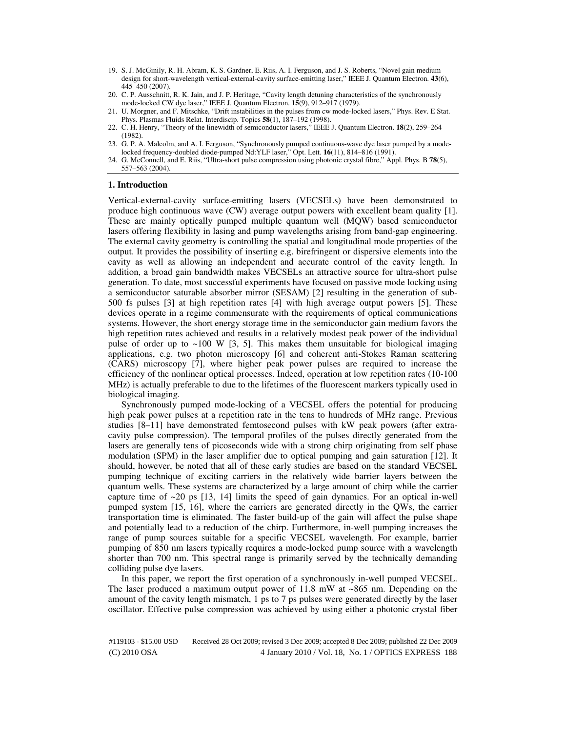19. S. J. McGinily, R. H. Abram, K. S. Gardner, E. Riis, A. I. Ferguson, and J. S. Roberts, "Novel gain medium design for short-wavelength vertical-external-cavity surface-emitting laser," IEEE J. Quantum Electron. **43**(6), 445–450 (2007).
20. C. P. Ausschnitt, R. K. Jain, and J. P. Heritage, "Cavity length detuning characteristics of the synchronously mode-locked CW dye laser," IEEE J. Quantum Electron. **15**(9), 912–917 (1979).
21. U. Morgner, and F. Mitschke, "Drift instabilities in the pulses from cw mode-locked lasers," Phys. Rev. E Stat. Phys. Plasmas Fluids Relat. Interdiscip. Topics **58**(1), 187–192 (1998).
22. C. H. Henry, "Theory of the linewidth of semiconductor lasers," IEEE J. Quantum Electron. **18**(2), 259–264 (1982).
23. G. P. A. Malcolm, and A. I. Ferguson, "Synchronously pumped continuous-wave dye laser pumped by a mode-locked frequency-doubled diode-pumped Nd:YLF laser," Opt. Lett. **16**(11), 814–816 (1991).
24. G. McConnell, and E. Riis, "Ultra-short pulse compression using photonic crystal fibre," Appl. Phys. B **78**(5), 557–563 (2004).

## 1. Introduction

Vertical-external-cavity surface-emitting lasers (VECSELs) have been demonstrated to produce high continuous wave (CW) average output powers with excellent beam quality [1]. These are mainly optically pumped multiple quantum well (MQW) based semiconductor lasers offering flexibility in lasing and pump wavelengths arising from band-gap engineering. The external cavity geometry is controlling the spatial and longitudinal mode properties of the output. It provides the possibility of inserting e.g. birefringent or dispersive elements into the cavity as well as allowing an independent and accurate control of the cavity length. In addition, a broad gain bandwidth makes VECSELs an attractive source for ultra-short pulse generation. To date, most successful experiments have focused on passive mode locking using a semiconductor saturable absorber mirror (SESAM) [2] resulting in the generation of sub-500 fs pulses [3] at high repetition rates [4] with high average output powers [5]. These devices operate in a regime commensurate with the requirements of optical communications systems. However, the short energy storage time in the semiconductor gain medium favors the high repetition rates achieved and results in a relatively modest peak power of the individual pulse of order up to ~100 W [3, 5]. This makes them unsuitable for biological imaging applications, e.g. two photon microscopy [6] and coherent anti-Stokes Raman scattering (CARS) microscopy [7], where higher peak power pulses are required to increase the efficiency of the nonlinear optical processes. Indeed, operation at low repetition rates (10-100 MHz) is actually preferable to due to the lifetimes of the fluorescent markers typically used in biological imaging.

Synchronously pumped mode-locking of a VECSEL offers the potential for producing high peak power pulses at a repetition rate in the tens to hundreds of MHz range. Previous studies [8–11] have demonstrated femtosecond pulses with kW peak powers (after extra-cavity pulse compression). The temporal profiles of the pulses directly generated from the lasers are generally tens of picoseconds wide with a strong chirp originating from self phase modulation (SPM) in the laser amplifier due to optical pumping and gain saturation [12]. It should, however, be noted that all of these early studies are based on the standard VECSEL pumping technique of exciting carriers in the relatively wide barrier layers between the quantum wells. These systems are characterized by a large amount of chirp while the carrier capture time of ~20 ps [13, 14] limits the speed of gain dynamics. For an optical in-well pumped system [15, 16], where the carriers are generated directly in the QWs, the carrier transportation time is eliminated. The faster build-up of the gain will affect the pulse shape and potentially lead to a reduction of the chirp. Furthermore, in-well pumping increases the range of pump sources suitable for a specific VECSEL wavelength. For example, barrier pumping of 850 nm lasers typically requires a mode-locked pump source with a wavelength shorter than 700 nm. This spectral range is primarily served by the technically demanding colliding pulse dye lasers.

In this paper, we report the first operation of a synchronously in-well pumped VECSEL. The laser produced a maximum output power of 11.8 mW at ~865 nm. Depending on the amount of the cavity length mismatch, 1 ps to 7 ps pulses were generated directly by the laser oscillator. Effective pulse compression was achieved by using either a photonic crystal fiber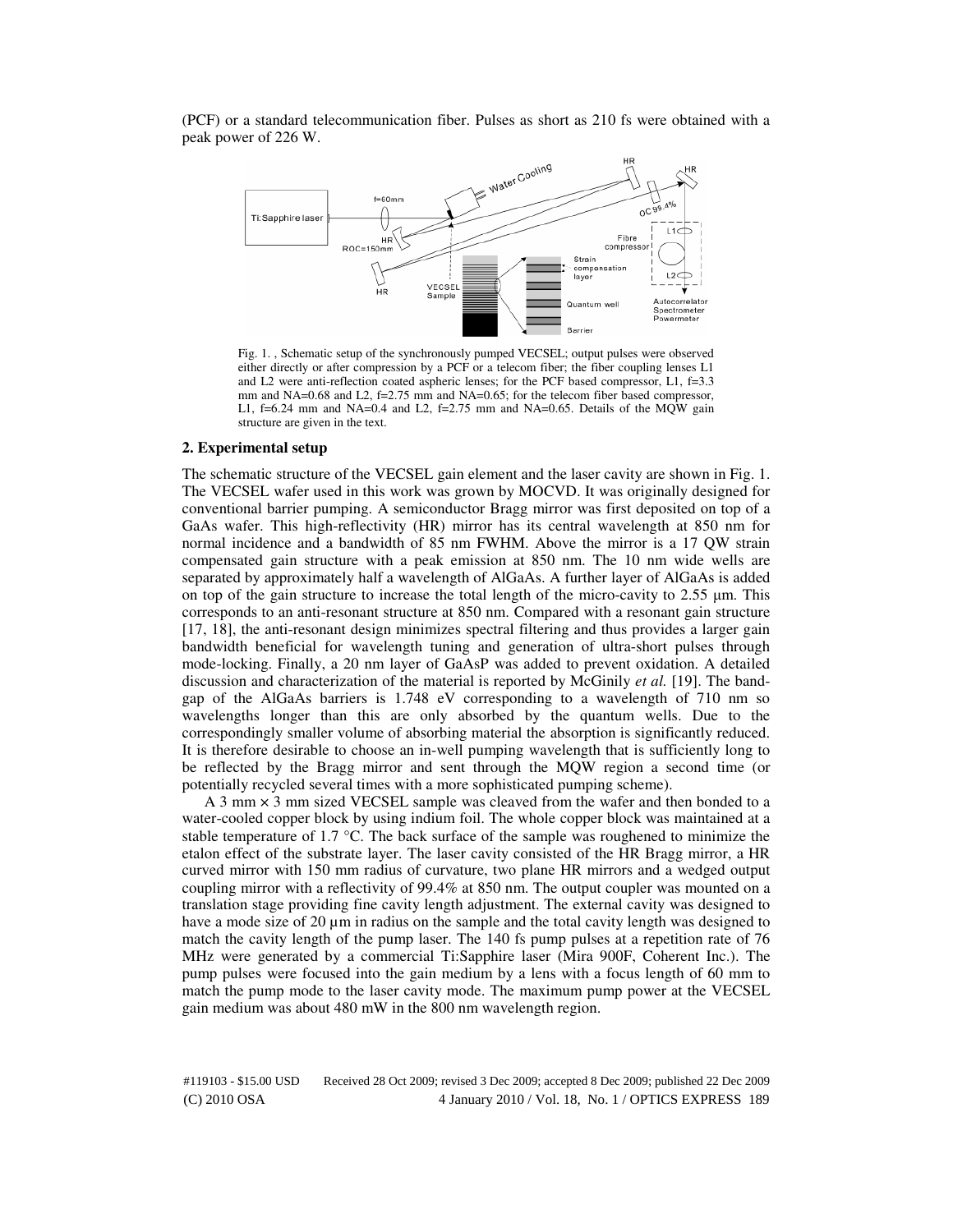(PCF) or a standard telecommunication fiber. Pulses as short as 210 fs were obtained with a peak power of 226 W.

Ti:Sapphire laser
f=60mm
Water Cooling
HR
ROC=150mm
HR
HR
OC 99.4%
L1
Fibre compressor
L2
Autocorrelator
Spectrometer
Powermeter
HR
VECSEL Sample
Strain compensation layer
Quantum well
Barrier

Fig. 1. , Schematic setup of the synchronously pumped VECSEL; output pulses were observed either directly or after compression by a PCF or a telecom fiber; the fiber coupling lenses L1 and L2 were anti-reflection coated aspheric lenses; for the PCF based compressor, L1, f=3.3 mm and NA=0.68 and L2, f=2.75 mm and NA=0.65; for the telecom fiber based compressor, L1, f=6.24 mm and NA=0.4 and L2, f=2.75 mm and NA=0.65. Details of the MQW gain structure are given in the text.

## 2. Experimental setup

The schematic structure of the VECSEL gain element and the laser cavity are shown in Fig. 1. The VECSEL wafer used in this work was grown by MOCVD. It was originally designed for conventional barrier pumping. A semiconductor Bragg mirror was first deposited on top of a GaAs wafer. This high-reflectivity (HR) mirror has its central wavelength at 850 nm for normal incidence and a bandwidth of 85 nm FWHM. Above the mirror is a 17 QW strain compensated gain structure with a peak emission at 850 nm. The 10 nm wide wells are separated by approximately half a wavelength of AlGaAs. A further layer of AlGaAs is added on top of the gain structure to increase the total length of the micro-cavity to 2.55 μm. This corresponds to an anti-resonant structure at 850 nm. Compared with a resonant gain structure [17, 18], the anti-resonant design minimizes spectral filtering and thus provides a larger gain bandwidth beneficial for wavelength tuning and generation of ultra-short pulses through mode-locking. Finally, a 20 nm layer of GaAsP was added to prevent oxidation. A detailed discussion and characterization of the material is reported by McGinily *et al.* [19]. The band-gap of the AlGaAs barriers is 1.748 eV corresponding to a wavelength of 710 nm so wavelengths longer than this are only absorbed by the quantum wells. Due to the correspondingly smaller volume of absorbing material the absorption is significantly reduced. It is therefore desirable to choose an in-well pumping wavelength that is sufficiently long to be reflected by the Bragg mirror and sent through the MQW region a second time (or potentially recycled several times with a more sophisticated pumping scheme).

A 3 mm × 3 mm sized VECSEL sample was cleaved from the wafer and then bonded to a water-cooled copper block by using indium foil. The whole copper block was maintained at a stable temperature of 1.7 °C. The back surface of the sample was roughened to minimize the etalon effect of the substrate layer. The laser cavity consisted of the HR Bragg mirror, a HR curved mirror with 150 mm radius of curvature, two plane HR mirrors and a wedged output coupling mirror with a reflectivity of 99.4% at 850 nm. The output coupler was mounted on a translation stage providing fine cavity length adjustment. The external cavity was designed to have a mode size of 20 μm in radius on the sample and the total cavity length was designed to match the cavity length of the pump laser. The 140 fs pump pulses at a repetition rate of 76 MHz were generated by a commercial Ti:Sapphire laser (Mira 900F, Coherent Inc.). The pump pulses were focused into the gain medium by a lens with a focus length of 60 mm to match the pump mode to the laser cavity mode. The maximum pump power at the VECSEL gain medium was about 480 mW in the 800 nm wavelength region.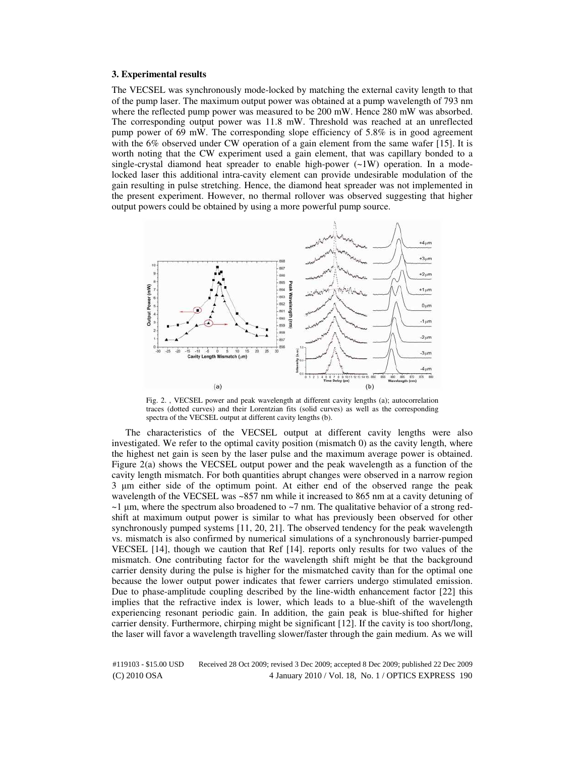### 3. Experimental results

The VECSEL was synchronously mode-locked by matching the external cavity length to that of the pump laser. The maximum output power was obtained at a pump wavelength of 793 nm where the reflected pump power was measured to be 200 mW. Hence 280 mW was absorbed. The corresponding output power was 11.8 mW. Threshold was reached at an unreflected pump power of 69 mW. The corresponding slope efficiency of 5.8% is in good agreement with the 6% observed under CW operation of a gain element from the same wafer [15]. It is worth noting that the CW experiment used a gain element, that was capillary bonded to a single-crystal diamond heat spreader to enable high-power (~1W) operation. In a mode-locked laser this additional intra-cavity element can provide undesirable modulation of the gain resulting in pulse stretching. Hence, the diamond heat spreader was not implemented in the present experiment. However, no thermal rollover was observed suggesting that higher output powers could be obtained by using a more powerful pump source.

Output Power (mW)
Peak Wavelength (nm)
Cavity Length Mismatch (μm)
(a)

+4μm
+3μm
+2μm
+1μm
0μm
-1μm
-2μm
-3μm
-4μm
Intensity (a.u.)
Time Delay (ps)
Wavelength (nm)
(b)

Fig. 2. , VECSEL power and peak wavelength at different cavity lengths (a); autocorrelation traces (dotted curves) and their Lorentzian fits (solid curves) as well as the corresponding spectra of the VECSEL output at different cavity lengths (b).

The characteristics of the VECSEL output at different cavity lengths were also investigated. We refer to the optimal cavity position (mismatch 0) as the cavity length, where the highest net gain is seen by the laser pulse and the maximum average power is obtained. Figure 2(a) shows the VECSEL output power and the peak wavelength as a function of the cavity length mismatch. For both quantities abrupt changes were observed in a narrow region 3 μm either side of the optimum point. At either end of the observed range the peak wavelength of the VECSEL was ~857 nm while it increased to 865 nm at a cavity detuning of ~1 μm, where the spectrum also broadened to ~7 nm. The qualitative behavior of a strong red-shift at maximum output power is similar to what has previously been observed for other synchronously pumped systems [11, 20, 21]. The observed tendency for the peak wavelength vs. mismatch is also confirmed by numerical simulations of a synchronously barrier-pumped VECSEL [14], though we caution that Ref [14]. reports only results for two values of the mismatch. One contributing factor for the wavelength shift might be that the background carrier density during the pulse is higher for the mismatched cavity than for the optimal one because the lower output power indicates that fewer carriers undergo stimulated emission. Due to phase-amplitude coupling described by the line-width enhancement factor [22] this implies that the refractive index is lower, which leads to a blue-shift of the wavelength experiencing resonant periodic gain. In addition, the gain peak is blue-shifted for higher carrier density. Furthermore, chirping might be significant [12]. If the cavity is too short/long, the laser will favor a wavelength travelling slower/faster through the gain medium. As we will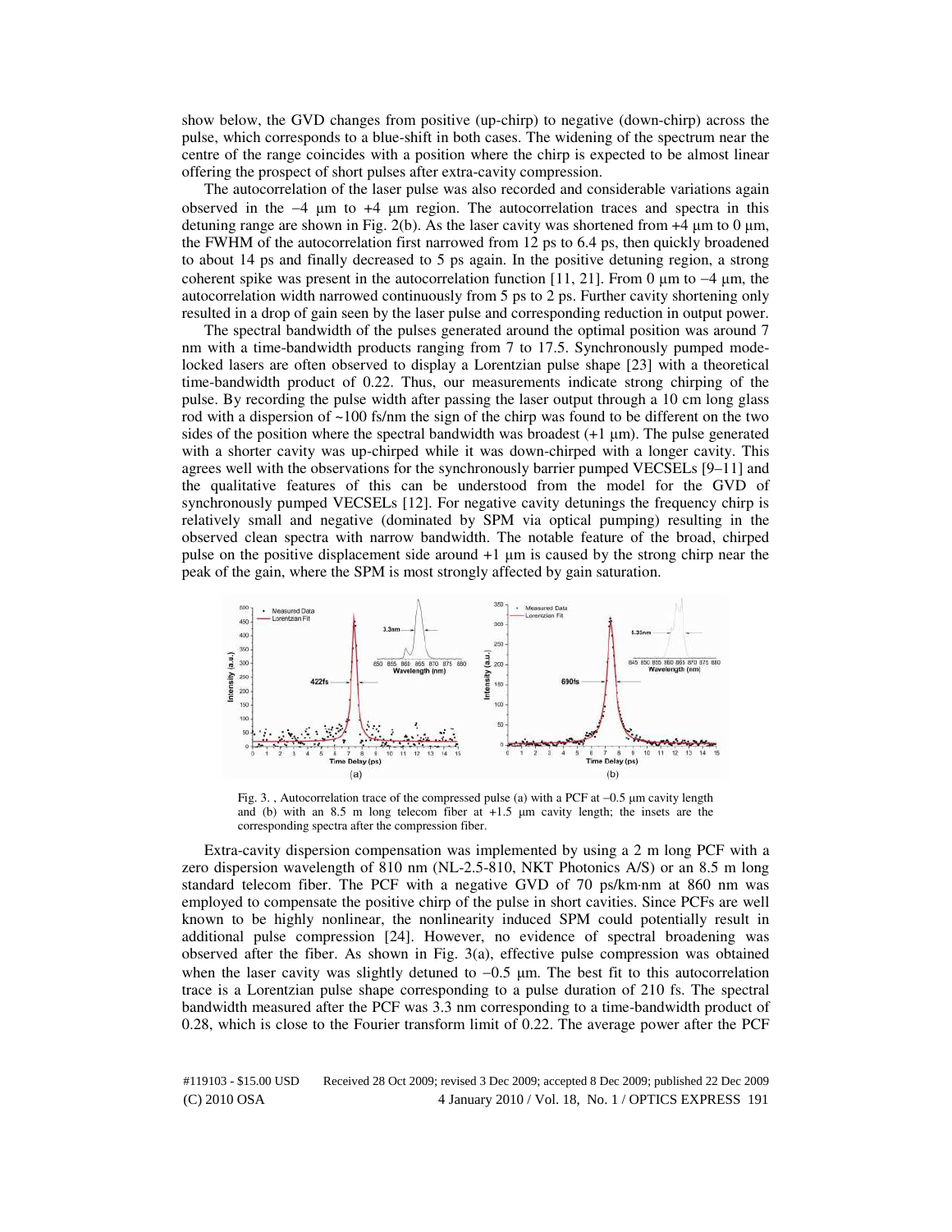show below, the GVD changes from positive (up-chirp) to negative (down-chirp) across the pulse, which corresponds to a blue-shift in both cases. The widening of the spectrum near the centre of the range coincides with a position where the chirp is expected to be almost linear offering the prospect of short pulses after extra-cavity compression.

The autocorrelation of the laser pulse was also recorded and considerable variations again observed in the –4 µm to +4 µm region. The autocorrelation traces and spectra in this detuning range are shown in Fig. 2(b). As the laser cavity was shortened from +4 µm to 0 µm, the FWHM of the autocorrelation first narrowed from 12 ps to 6.4 ps, then quickly broadened to about 14 ps and finally decreased to 5 ps again. In the positive detuning region, a strong coherent spike was present in the autocorrelation function [11, 21]. From 0 µm to –4 µm, the autocorrelation width narrowed continuously from 5 ps to 2 ps. Further cavity shortening only resulted in a drop of gain seen by the laser pulse and corresponding reduction in output power.

The spectral bandwidth of the pulses generated around the optimal position was around 7 nm with a time-bandwidth products ranging from 7 to 17.5. Synchronously pumped mode-locked lasers are often observed to display a Lorentzian pulse shape [23] with a theoretical time-bandwidth product of 0.22. Thus, our measurements indicate strong chirping of the pulse. By recording the pulse width after passing the laser output through a 10 cm long glass rod with a dispersion of ~100 fs/nm the sign of the chirp was found to be different on the two sides of the position where the spectral bandwidth was broadest (+1 µm). The pulse generated with a shorter cavity was up-chirped while it was down-chirped with a longer cavity. This agrees well with the observations for the synchronously barrier pumped VECSELs [9–11] and the qualitative features of this can be understood from the model for the GVD of synchronously pumped VECSELs [12]. For negative cavity detunings the frequency chirp is relatively small and negative (dominated by SPM via optical pumping) resulting in the observed clean spectra with narrow bandwidth. The notable feature of the broad, chirped pulse on the positive displacement side around +1 µm is caused by the strong chirp near the peak of the gain, where the SPM is most strongly affected by gain saturation.

Fig. 3. , Autocorrelation trace of the compressed pulse (a) with a PCF at –0.5 µm cavity length and (b) with an 8.5 m long telecom fiber at +1.5 µm cavity length; the insets are the corresponding spectra after the compression fiber.

Extra-cavity dispersion compensation was implemented by using a 2 m long PCF with a zero dispersion wavelength of 810 nm (NL-2.5-810, NKT Photonics A/S) or an 8.5 m long standard telecom fiber. The PCF with a negative GVD of 70 ps/km·nm at 860 nm was employed to compensate the positive chirp of the pulse in short cavities. Since PCFs are well known to be highly nonlinear, the nonlinearity induced SPM could potentially result in additional pulse compression [24]. However, no evidence of spectral broadening was observed after the fiber. As shown in Fig. 3(a), effective pulse compression was obtained when the laser cavity was slightly detuned to –0.5 µm. The best fit to this autocorrelation trace is a Lorentzian pulse shape corresponding to a pulse duration of 210 fs. The spectral bandwidth measured after the PCF was 3.3 nm corresponding to a time-bandwidth product of 0.28, which is close to the Fourier transform limit of 0.22. The average power after the PCF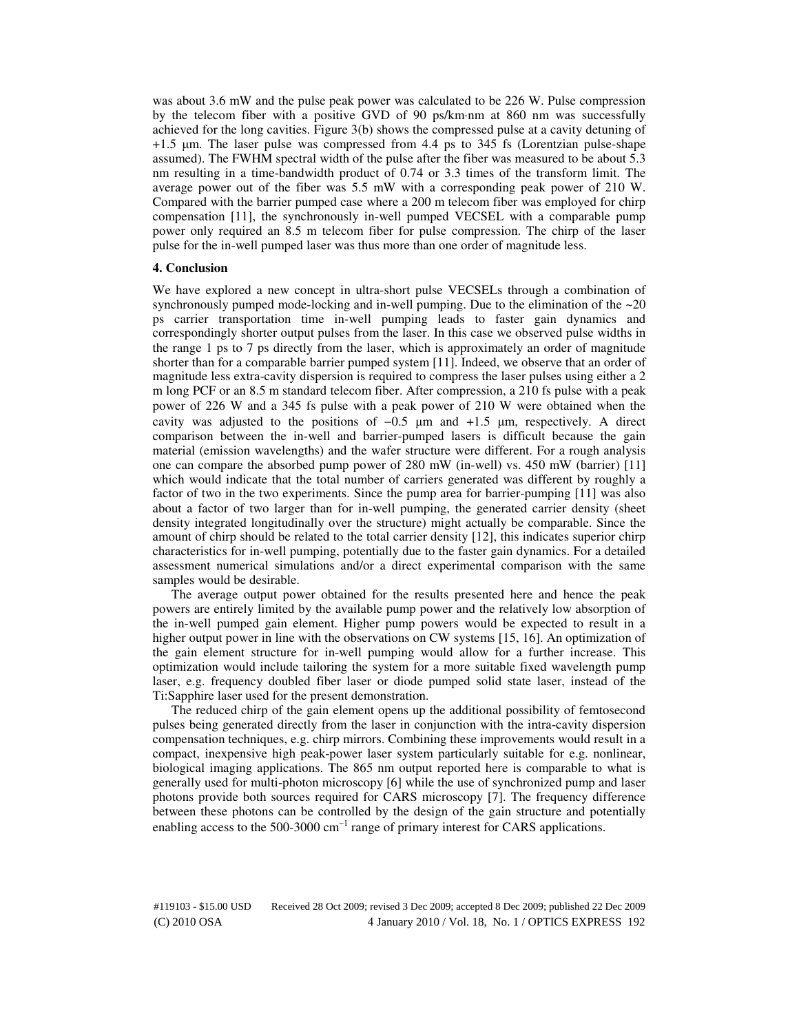was about 3.6 mW and the pulse peak power was calculated to be 226 W. Pulse compression by the telecom fiber with a positive GVD of 90 ps/km·nm at 860 nm was successfully achieved for the long cavities. Figure 3(b) shows the compressed pulse at a cavity detuning of +1.5 µm. The laser pulse was compressed from 4.4 ps to 345 fs (Lorentzian pulse-shape assumed). The FWHM spectral width of the pulse after the fiber was measured to be about 5.3 nm resulting in a time-bandwidth product of 0.74 or 3.3 times of the transform limit. The average power out of the fiber was 5.5 mW with a corresponding peak power of 210 W. Compared with the barrier pumped case where a 200 m telecom fiber was employed for chirp compensation [11], the synchronously in-well pumped VECSEL with a comparable pump power only required an 8.5 m telecom fiber for pulse compression. The chirp of the laser pulse for the in-well pumped laser was thus more than one order of magnitude less.

## 4. Conclusion

We have explored a new concept in ultra-short pulse VECSELs through a combination of synchronously pumped mode-locking and in-well pumping. Due to the elimination of the ~20 ps carrier transportation time in-well pumping leads to faster gain dynamics and correspondingly shorter output pulses from the laser. In this case we observed pulse widths in the range 1 ps to 7 ps directly from the laser, which is approximately an order of magnitude shorter than for a comparable barrier pumped system [11]. Indeed, we observe that an order of magnitude less extra-cavity dispersion is required to compress the laser pulses using either a 2 m long PCF or an 8.5 m standard telecom fiber. After compression, a 210 fs pulse with a peak power of 226 W and a 345 fs pulse with a peak power of 210 W were obtained when the cavity was adjusted to the positions of −0.5 µm and +1.5 µm, respectively. A direct comparison between the in-well and barrier-pumped lasers is difficult because the gain material (emission wavelengths) and the wafer structure were different. For a rough analysis one can compare the absorbed pump power of 280 mW (in-well) vs. 450 mW (barrier) [11] which would indicate that the total number of carriers generated was different by roughly a factor of two in the two experiments. Since the pump area for barrier-pumping [11] was also about a factor of two larger than for in-well pumping, the generated carrier density (sheet density integrated longitudinally over the structure) might actually be comparable. Since the amount of chirp should be related to the total carrier density [12], this indicates superior chirp characteristics for in-well pumping, potentially due to the faster gain dynamics. For a detailed assessment numerical simulations and/or a direct experimental comparison with the same samples would be desirable.

The average output power obtained for the results presented here and hence the peak powers are entirely limited by the available pump power and the relatively low absorption of the in-well pumped gain element. Higher pump powers would be expected to result in a higher output power in line with the observations on CW systems [15, 16]. An optimization of the gain element structure for in-well pumping would allow for a further increase. This optimization would include tailoring the system for a more suitable fixed wavelength pump laser, e.g. frequency doubled fiber laser or diode pumped solid state laser, instead of the Ti:Sapphire laser used for the present demonstration.

The reduced chirp of the gain element opens up the additional possibility of femtosecond pulses being generated directly from the laser in conjunction with the intra-cavity dispersion compensation techniques, e.g. chirp mirrors. Combining these improvements would result in a compact, inexpensive high peak-power laser system particularly suitable for e.g. nonlinear, biological imaging applications. The 865 nm output reported here is comparable to what is generally used for multi-photon microscopy [6] while the use of synchronized pump and laser photons provide both sources required for CARS microscopy [7]. The frequency difference between these photons can be controlled by the design of the gain structure and potentially enabling access to the 500-3000 $cm^{-1}$ range of primary interest for CARS applications.

#119103 - $15.00 USD Received 28 Oct 2009; revised 3 Dec 2009; accepted 8 Dec 2009; published 22 Dec 2009
(C) 2010 OSA